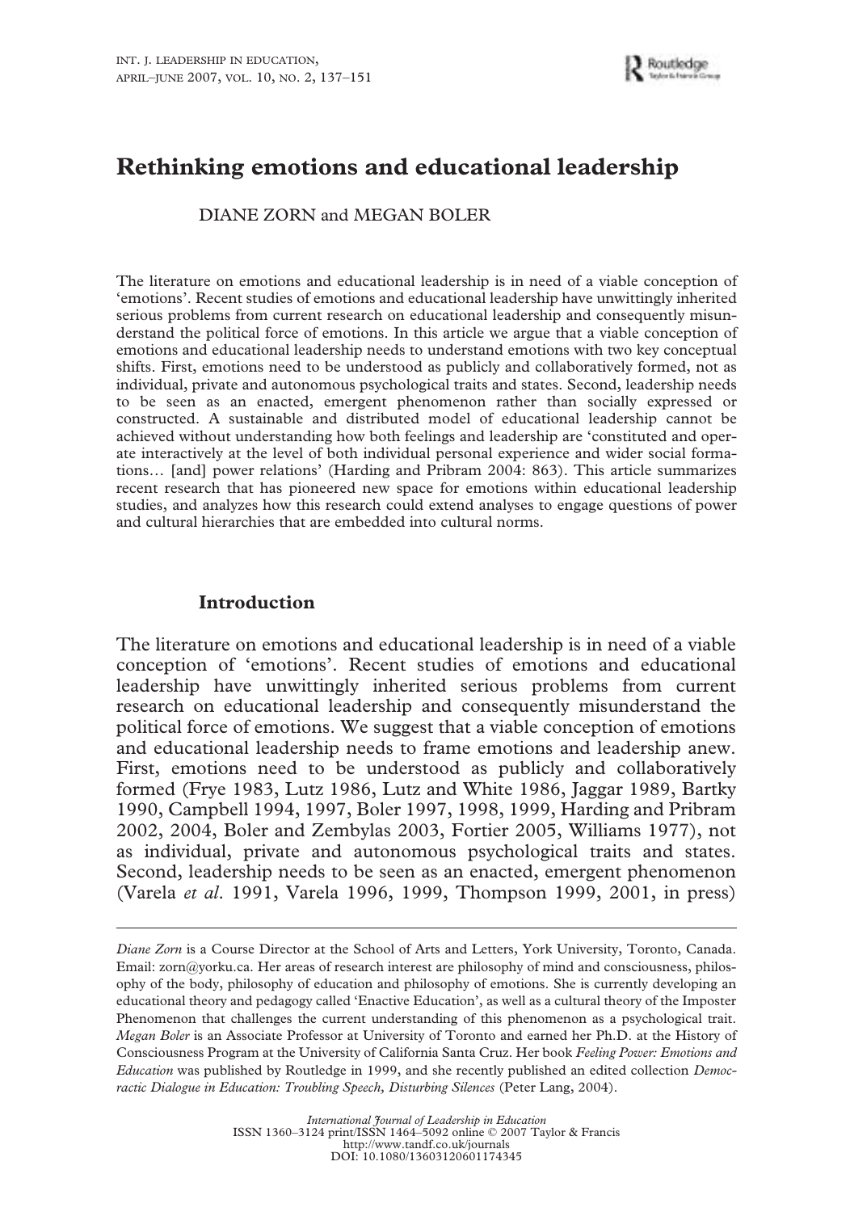# Rethinking emotions and educational leadership

DIANE ZORN and MEGAN BOLER

The literature on emotions and educational leadership is in need of a viable conception of 'emotions'. Recent studies of emotions and educational leadership have unwittingly inherited serious problems from current research on educational leadership and consequently misunderstand the political force of emotions. In this article we argue that a viable conception of emotions and educational leadership needs to understand emotions with two key conceptual shifts. First, emotions need to be understood as publicly and collaboratively formed, not as individual, private and autonomous psychological traits and states. Second, leadership needs to be seen as an enacted, emergent phenomenon rather than socially expressed or constructed. A sustainable and distributed model of educational leadership cannot be achieved without understanding how both feelings and leadership are 'constituted and operate interactively at the level of both individual personal experience and wider social formations… [and] power relations' (Harding and Pribram 2004: 863). This article summarizes recent research that has pioneered new space for emotions within educational leadership studies, and analyzes how this research could extend analyses to engage questions of power and cultural hierarchies that are embedded into cultural norms.

## Introduction

The literature on emotions and educational leadership is in need of a viable conception of 'emotions'. Recent studies of emotions and educational leadership have unwittingly inherited serious problems from current research on educational leadership and consequently misunderstand the political force of emotions. We suggest that a viable conception of emotions and educational leadership needs to frame emotions and leadership anew. First, emotions need to be understood as publicly and collaboratively formed (Frye 1983, Lutz 1986, Lutz and White 1986, Jaggar 1989, Bartky 1990, Campbell 1994, 1997, Boler 1997, 1998, 1999, Harding and Pribram 2002, 2004, Boler and Zembylas 2003, Fortier 2005, Williams 1977), not as individual, private and autonomous psychological traits and states. Second, leadership needs to be seen as an enacted, emergent phenomenon (Varela *et al*. 1991, Varela 1996, 1999, Thompson 1999, 2001, in press)

---

*Diane Zorn* is a Course Director at the School of Arts and Letters, York University, Toronto, Canada. Email: zorn@yorku.ca. Her areas of research interest are philosophy of mind and consciousness, philosophy of the body, philosophy of education and philosophy of emotions. She is currently developing an educational theory and pedagogy called 'Enactive Education', as well as a cultural theory of the Imposter Phenomenon that challenges the current understanding of this phenomenon as a psychological trait. *Megan Boler* is an Associate Professor at University of Toronto and earned her Ph.D. at the History of Consciousness Program at the University of California Santa Cruz. Her book *Feeling Power: Emotions and Education* was published by Routledge in 1999, and she recently published an edited collection *Democractic Dialogue in Education: Troubling Speech, Disturbing Silences* (Peter Lang, 2004).

*International Journal of Leadership in Education*
ISSN 1360–3124 print/ISSN 1464–5092 online © 2007 Taylor & Francis
http://www.tandf.co.uk/journals
DOI: 10.1080/13603120601174345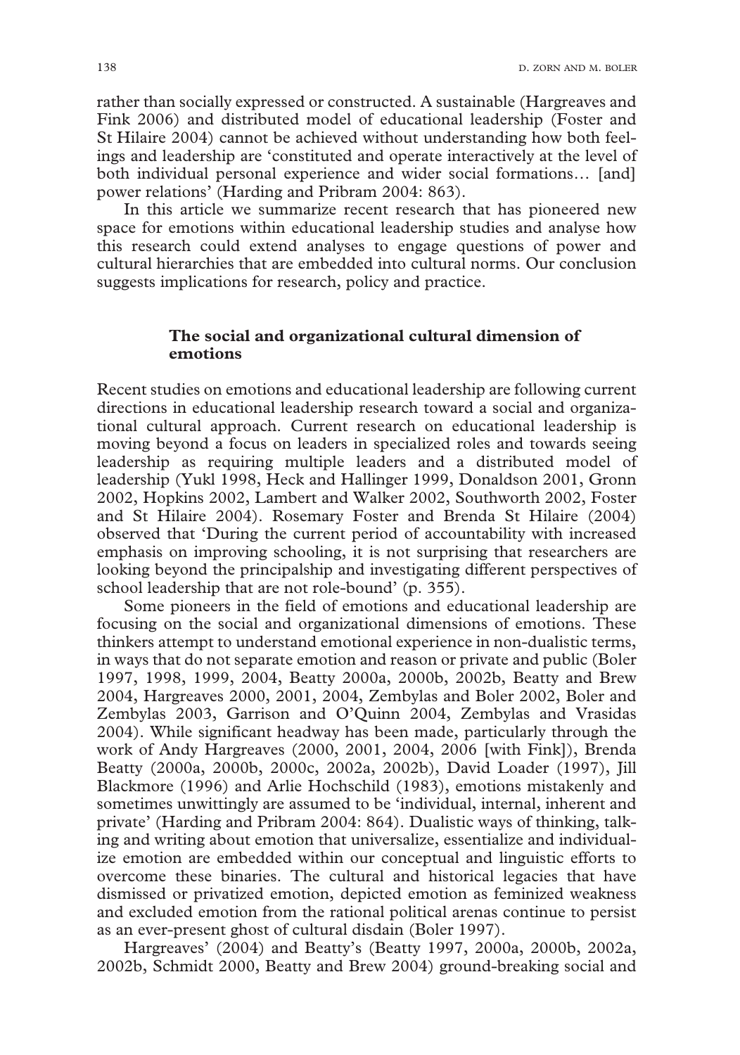rather than socially expressed or constructed. A sustainable (Hargreaves and Fink 2006) and distributed model of educational leadership (Foster and St Hilaire 2004) cannot be achieved without understanding how both feelings and leadership are 'constituted and operate interactively at the level of both individual personal experience and wider social formations… [and] power relations' (Harding and Pribram 2004: 863).

In this article we summarize recent research that has pioneered new space for emotions within educational leadership studies and analyse how this research could extend analyses to engage questions of power and cultural hierarchies that are embedded into cultural norms. Our conclusion suggests implications for research, policy and practice.

## The social and organizational cultural dimension of emotions

Recent studies on emotions and educational leadership are following current directions in educational leadership research toward a social and organizational cultural approach. Current research on educational leadership is moving beyond a focus on leaders in specialized roles and towards seeing leadership as requiring multiple leaders and a distributed model of leadership (Yukl 1998, Heck and Hallinger 1999, Donaldson 2001, Gronn 2002, Hopkins 2002, Lambert and Walker 2002, Southworth 2002, Foster and St Hilaire 2004). Rosemary Foster and Brenda St Hilaire (2004) observed that 'During the current period of accountability with increased emphasis on improving schooling, it is not surprising that researchers are looking beyond the principalship and investigating different perspectives of school leadership that are not role-bound' (p. 355).

Some pioneers in the field of emotions and educational leadership are focusing on the social and organizational dimensions of emotions. These thinkers attempt to understand emotional experience in non-dualistic terms, in ways that do not separate emotion and reason or private and public (Boler 1997, 1998, 1999, 2004, Beatty 2000a, 2000b, 2002b, Beatty and Brew 2004, Hargreaves 2000, 2001, 2004, Zembylas and Boler 2002, Boler and Zembylas 2003, Garrison and O'Quinn 2004, Zembylas and Vrasidas 2004). While significant headway has been made, particularly through the work of Andy Hargreaves (2000, 2001, 2004, 2006 [with Fink]), Brenda Beatty (2000a, 2000b, 2000c, 2002a, 2002b), David Loader (1997), Jill Blackmore (1996) and Arlie Hochschild (1983), emotions mistakenly and sometimes unwittingly are assumed to be 'individual, internal, inherent and private' (Harding and Pribram 2004: 864). Dualistic ways of thinking, talking and writing about emotion that universalize, essentialize and individualize emotion are embedded within our conceptual and linguistic efforts to overcome these binaries. The cultural and historical legacies that have dismissed or privatized emotion, depicted emotion as feminized weakness and excluded emotion from the rational political arenas continue to persist as an ever-present ghost of cultural disdain (Boler 1997).

Hargreaves' (2004) and Beatty's (Beatty 1997, 2000a, 2000b, 2002a, 2002b, Schmidt 2000, Beatty and Brew 2004) ground-breaking social and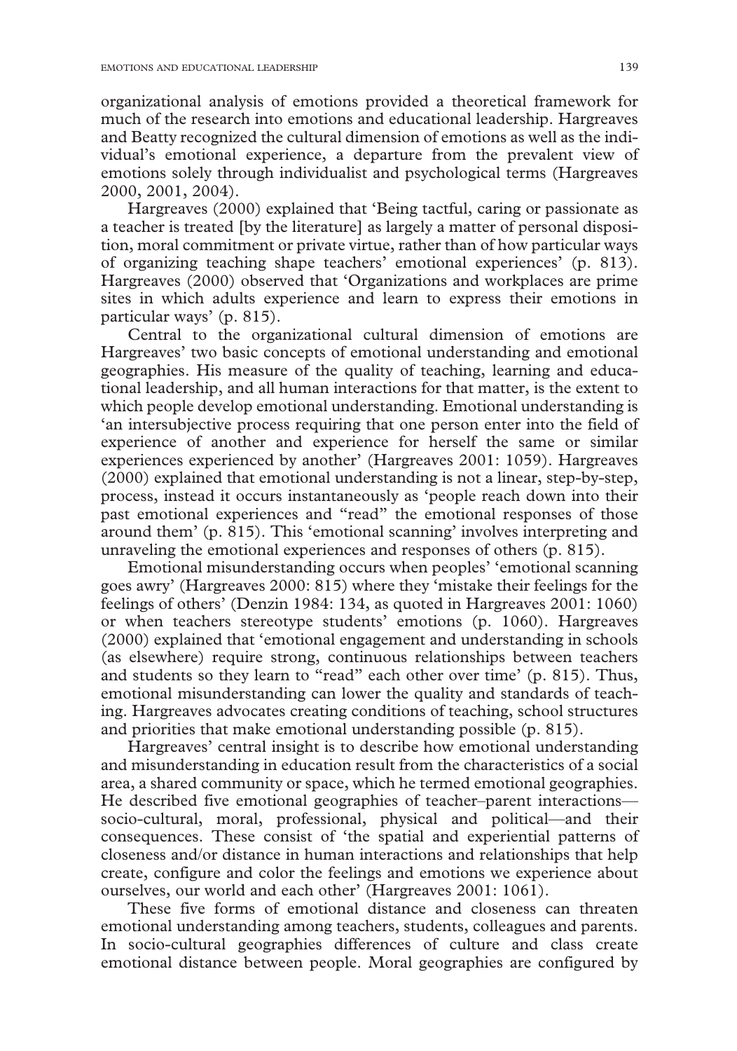organizational analysis of emotions provided a theoretical framework for much of the research into emotions and educational leadership. Hargreaves and Beatty recognized the cultural dimension of emotions as well as the individual's emotional experience, a departure from the prevalent view of emotions solely through individualist and psychological terms (Hargreaves 2000, 2001, 2004).

Hargreaves (2000) explained that 'Being tactful, caring or passionate as a teacher is treated [by the literature] as largely a matter of personal disposition, moral commitment or private virtue, rather than of how particular ways of organizing teaching shape teachers' emotional experiences' (p. 813). Hargreaves (2000) observed that 'Organizations and workplaces are prime sites in which adults experience and learn to express their emotions in particular ways' (p. 815).

Central to the organizational cultural dimension of emotions are Hargreaves' two basic concepts of emotional understanding and emotional geographies. His measure of the quality of teaching, learning and educational leadership, and all human interactions for that matter, is the extent to which people develop emotional understanding. Emotional understanding is 'an intersubjective process requiring that one person enter into the field of experience of another and experience for herself the same or similar experiences experienced by another' (Hargreaves 2001: 1059). Hargreaves (2000) explained that emotional understanding is not a linear, step-by-step, process, instead it occurs instantaneously as 'people reach down into their past emotional experiences and "read" the emotional responses of those around them' (p. 815). This 'emotional scanning' involves interpreting and unraveling the emotional experiences and responses of others (p. 815).

Emotional misunderstanding occurs when peoples' 'emotional scanning goes awry' (Hargreaves 2000: 815) where they 'mistake their feelings for the feelings of others' (Denzin 1984: 134, as quoted in Hargreaves 2001: 1060) or when teachers stereotype students' emotions (p. 1060). Hargreaves (2000) explained that 'emotional engagement and understanding in schools (as elsewhere) require strong, continuous relationships between teachers and students so they learn to "read" each other over time' (p. 815). Thus, emotional misunderstanding can lower the quality and standards of teaching. Hargreaves advocates creating conditions of teaching, school structures and priorities that make emotional understanding possible (p. 815).

Hargreaves' central insight is to describe how emotional understanding and misunderstanding in education result from the characteristics of a social area, a shared community or space, which he termed emotional geographies. He described five emotional geographies of teacher–parent interactions—socio-cultural, moral, professional, physical and political—and their consequences. These consist of 'the spatial and experiential patterns of closeness and/or distance in human interactions and relationships that help create, configure and color the feelings and emotions we experience about ourselves, our world and each other' (Hargreaves 2001: 1061).

These five forms of emotional distance and closeness can threaten emotional understanding among teachers, students, colleagues and parents. In socio-cultural geographies differences of culture and class create emotional distance between people. Moral geographies are configured by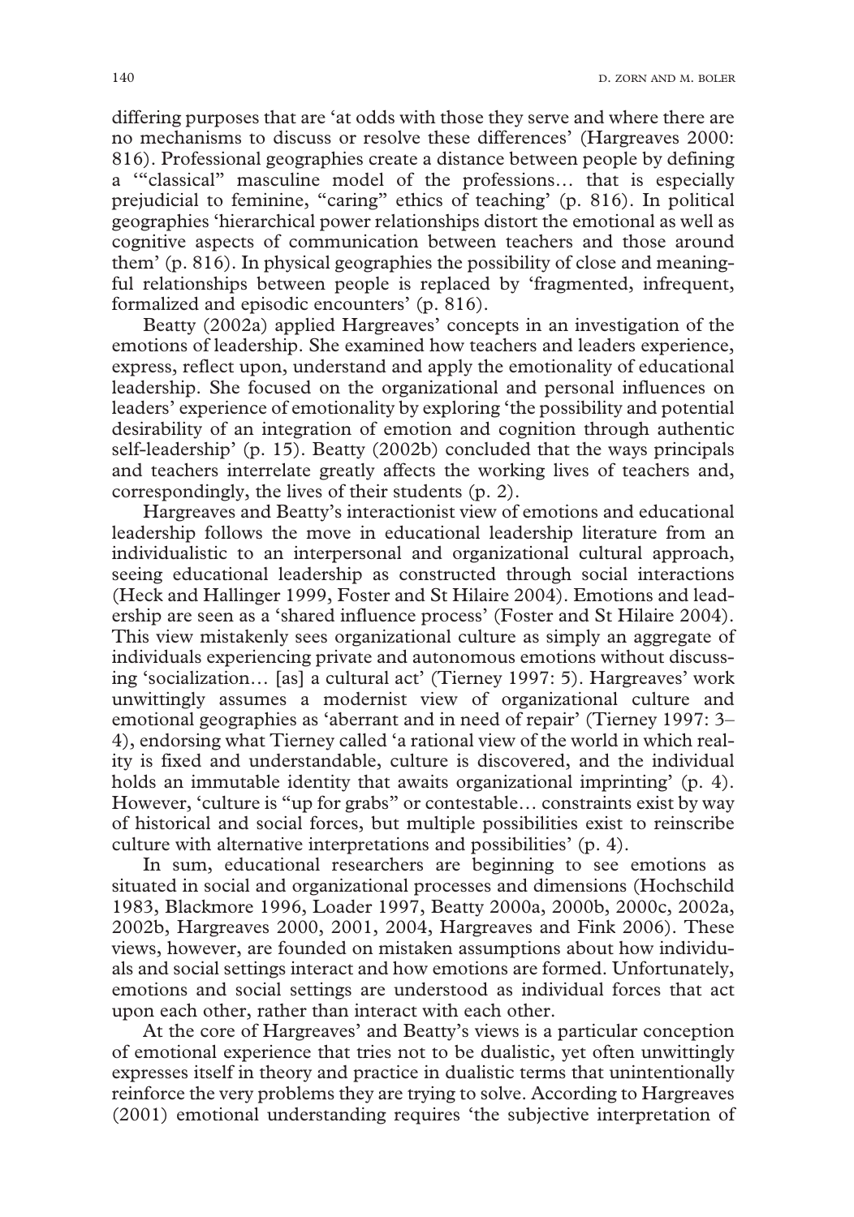differing purposes that are 'at odds with those they serve and where there are no mechanisms to discuss or resolve these differences' (Hargreaves 2000: 816). Professional geographies create a distance between people by defining a '"classical" masculine model of the professions… that is especially prejudicial to feminine, "caring" ethics of teaching' (p. 816). In political geographies 'hierarchical power relationships distort the emotional as well as cognitive aspects of communication between teachers and those around them' (p. 816). In physical geographies the possibility of close and meaningful relationships between people is replaced by 'fragmented, infrequent, formalized and episodic encounters' (p. 816).

Beatty (2002a) applied Hargreaves' concepts in an investigation of the emotions of leadership. She examined how teachers and leaders experience, express, reflect upon, understand and apply the emotionality of educational leadership. She focused on the organizational and personal influences on leaders' experience of emotionality by exploring 'the possibility and potential desirability of an integration of emotion and cognition through authentic self-leadership' (p. 15). Beatty (2002b) concluded that the ways principals and teachers interrelate greatly affects the working lives of teachers and, correspondingly, the lives of their students (p. 2).

Hargreaves and Beatty's interactionist view of emotions and educational leadership follows the move in educational leadership literature from an individualistic to an interpersonal and organizational cultural approach, seeing educational leadership as constructed through social interactions (Heck and Hallinger 1999, Foster and St Hilaire 2004). Emotions and leadership are seen as a 'shared influence process' (Foster and St Hilaire 2004). This view mistakenly sees organizational culture as simply an aggregate of individuals experiencing private and autonomous emotions without discussing 'socialization… [as] a cultural act' (Tierney 1997: 5). Hargreaves' work unwittingly assumes a modernist view of organizational culture and emotional geographies as 'aberrant and in need of repair' (Tierney 1997: 3–4), endorsing what Tierney called 'a rational view of the world in which reality is fixed and understandable, culture is discovered, and the individual holds an immutable identity that awaits organizational imprinting' (p. 4). However, 'culture is "up for grabs" or contestable… constraints exist by way of historical and social forces, but multiple possibilities exist to reinscribe culture with alternative interpretations and possibilities' (p. 4).

In sum, educational researchers are beginning to see emotions as situated in social and organizational processes and dimensions (Hochschild 1983, Blackmore 1996, Loader 1997, Beatty 2000a, 2000b, 2000c, 2002a, 2002b, Hargreaves 2000, 2001, 2004, Hargreaves and Fink 2006). These views, however, are founded on mistaken assumptions about how individuals and social settings interact and how emotions are formed. Unfortunately, emotions and social settings are understood as individual forces that act upon each other, rather than interact with each other.

At the core of Hargreaves' and Beatty's views is a particular conception of emotional experience that tries not to be dualistic, yet often unwittingly expresses itself in theory and practice in dualistic terms that unintentionally reinforce the very problems they are trying to solve. According to Hargreaves (2001) emotional understanding requires 'the subjective interpretation of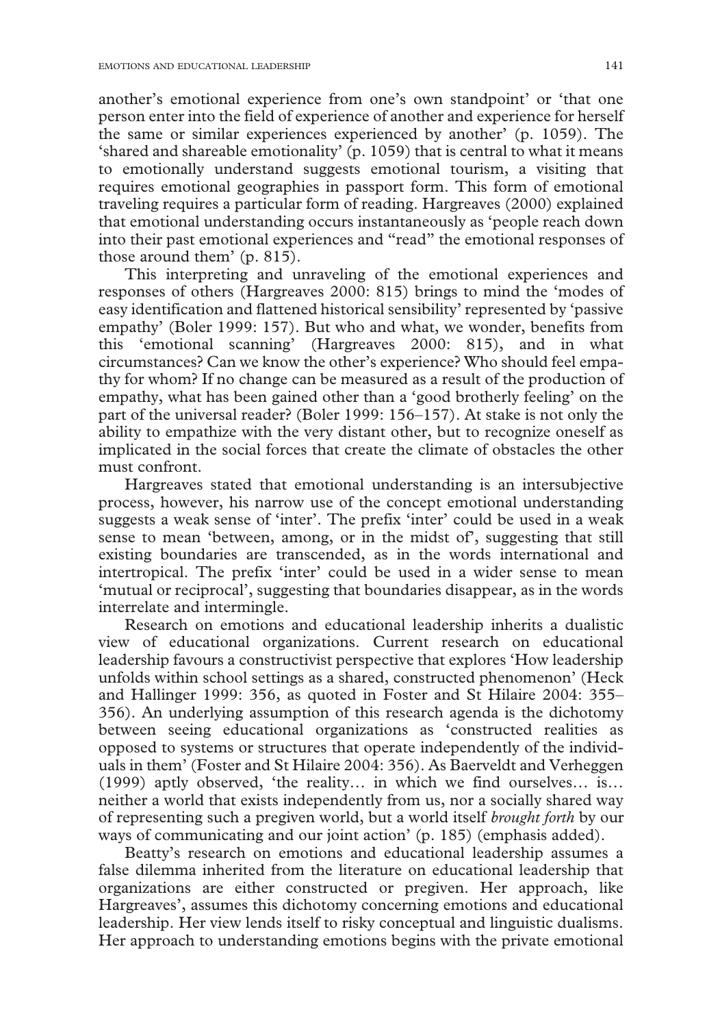another's emotional experience from one's own standpoint' or 'that one person enter into the field of experience of another and experience for herself the same or similar experiences experienced by another' (p. 1059). The 'shared and shareable emotionality' (p. 1059) that is central to what it means to emotionally understand suggests emotional tourism, a visiting that requires emotional geographies in passport form. This form of emotional traveling requires a particular form of reading. Hargreaves (2000) explained that emotional understanding occurs instantaneously as 'people reach down into their past emotional experiences and "read" the emotional responses of those around them' (p. 815).

This interpreting and unraveling of the emotional experiences and responses of others (Hargreaves 2000: 815) brings to mind the 'modes of easy identification and flattened historical sensibility' represented by 'passive empathy' (Boler 1999: 157). But who and what, we wonder, benefits from this 'emotional scanning' (Hargreaves 2000: 815), and in what circumstances? Can we know the other's experience? Who should feel empathy for whom? If no change can be measured as a result of the production of empathy, what has been gained other than a 'good brotherly feeling' on the part of the universal reader? (Boler 1999: 156–157). At stake is not only the ability to empathize with the very distant other, but to recognize oneself as implicated in the social forces that create the climate of obstacles the other must confront.

Hargreaves stated that emotional understanding is an intersubjective process, however, his narrow use of the concept emotional understanding suggests a weak sense of 'inter'. The prefix 'inter' could be used in a weak sense to mean 'between, among, or in the midst of', suggesting that still existing boundaries are transcended, as in the words international and intertropical. The prefix 'inter' could be used in a wider sense to mean 'mutual or reciprocal', suggesting that boundaries disappear, as in the words interrelate and intermingle.

Research on emotions and educational leadership inherits a dualistic view of educational organizations. Current research on educational leadership favours a constructivist perspective that explores 'How leadership unfolds within school settings as a shared, constructed phenomenon' (Heck and Hallinger 1999: 356, as quoted in Foster and St Hilaire 2004: 355–356). An underlying assumption of this research agenda is the dichotomy between seeing educational organizations as 'constructed realities as opposed to systems or structures that operate independently of the individuals in them' (Foster and St Hilaire 2004: 356). As Baerveldt and Verheggen (1999) aptly observed, 'the reality… in which we find ourselves… is… neither a world that exists independently from us, nor a socially shared way of representing such a pregiven world, but a world itself *brought forth* by our ways of communicating and our joint action' (p. 185) (emphasis added).

Beatty's research on emotions and educational leadership assumes a false dilemma inherited from the literature on educational leadership that organizations are either constructed or pregiven. Her approach, like Hargreaves', assumes this dichotomy concerning emotions and educational leadership. Her view lends itself to risky conceptual and linguistic dualisms. Her approach to understanding emotions begins with the private emotional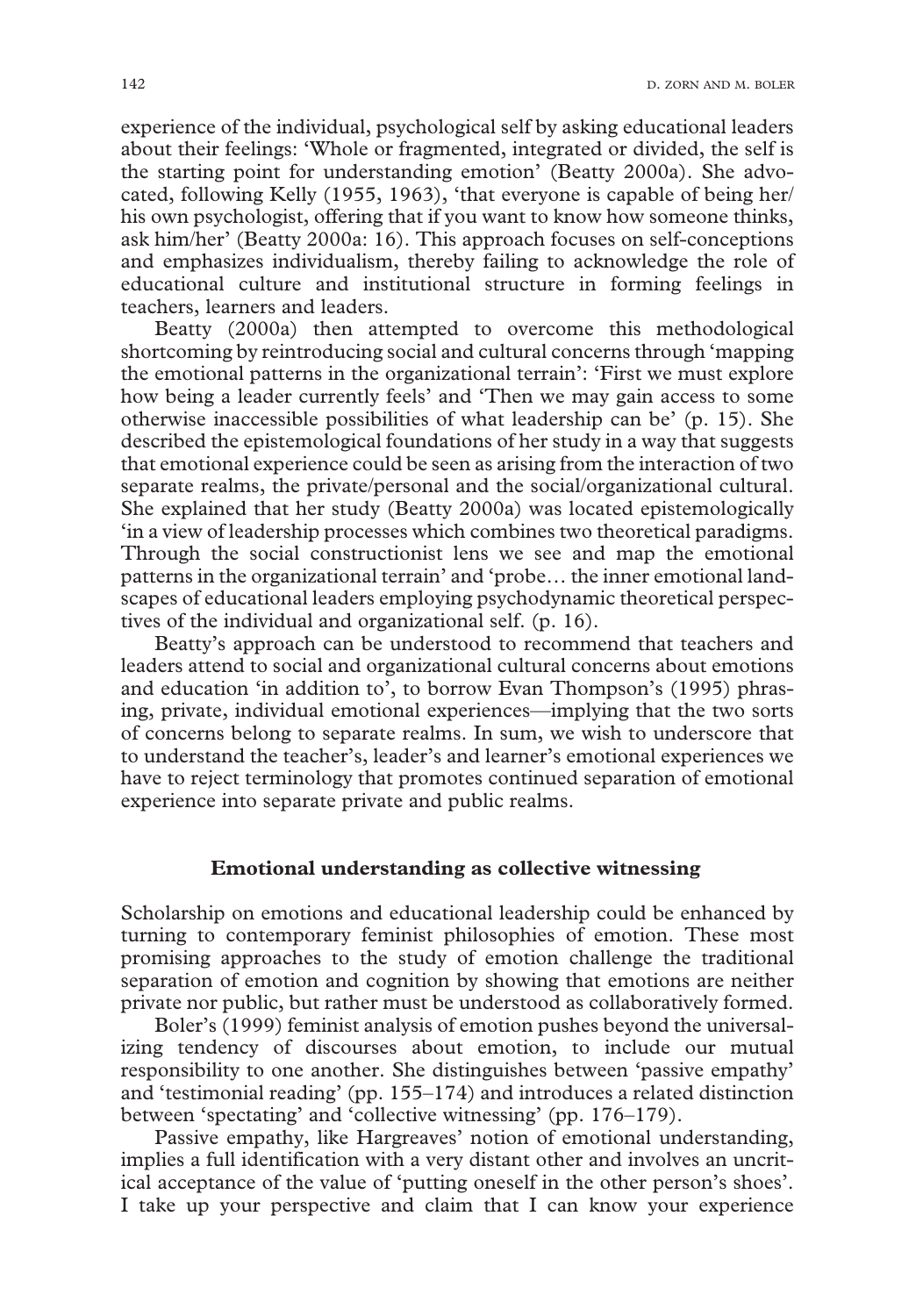experience of the individual, psychological self by asking educational leaders about their feelings: 'Whole or fragmented, integrated or divided, the self is the starting point for understanding emotion' (Beatty 2000a). She advocated, following Kelly (1955, 1963), 'that everyone is capable of being her/his own psychologist, offering that if you want to know how someone thinks, ask him/her' (Beatty 2000a: 16). This approach focuses on self-conceptions and emphasizes individualism, thereby failing to acknowledge the role of educational culture and institutional structure in forming feelings in teachers, learners and leaders.

Beatty (2000a) then attempted to overcome this methodological shortcoming by reintroducing social and cultural concerns through 'mapping the emotional patterns in the organizational terrain': 'First we must explore how being a leader currently feels' and 'Then we may gain access to some otherwise inaccessible possibilities of what leadership can be' (p. 15). She described the epistemological foundations of her study in a way that suggests that emotional experience could be seen as arising from the interaction of two separate realms, the private/personal and the social/organizational cultural. She explained that her study (Beatty 2000a) was located epistemologically 'in a view of leadership processes which combines two theoretical paradigms. Through the social constructionist lens we see and map the emotional patterns in the organizational terrain' and 'probe… the inner emotional landscapes of educational leaders employing psychodynamic theoretical perspectives of the individual and organizational self. (p. 16).

Beatty's approach can be understood to recommend that teachers and leaders attend to social and organizational cultural concerns about emotions and education 'in addition to', to borrow Evan Thompson's (1995) phrasing, private, individual emotional experiences—implying that the two sorts of concerns belong to separate realms. In sum, we wish to underscore that to understand the teacher's, leader's and learner's emotional experiences we have to reject terminology that promotes continued separation of emotional experience into separate private and public realms.

## Emotional understanding as collective witnessing

Scholarship on emotions and educational leadership could be enhanced by turning to contemporary feminist philosophies of emotion. These most promising approaches to the study of emotion challenge the traditional separation of emotion and cognition by showing that emotions are neither private nor public, but rather must be understood as collaboratively formed.

Boler's (1999) feminist analysis of emotion pushes beyond the universalizing tendency of discourses about emotion, to include our mutual responsibility to one another. She distinguishes between 'passive empathy' and 'testimonial reading' (pp. 155–174) and introduces a related distinction between 'spectating' and 'collective witnessing' (pp. 176–179).

Passive empathy, like Hargreaves' notion of emotional understanding, implies a full identification with a very distant other and involves an uncritical acceptance of the value of 'putting oneself in the other person's shoes'. I take up your perspective and claim that I can know your experience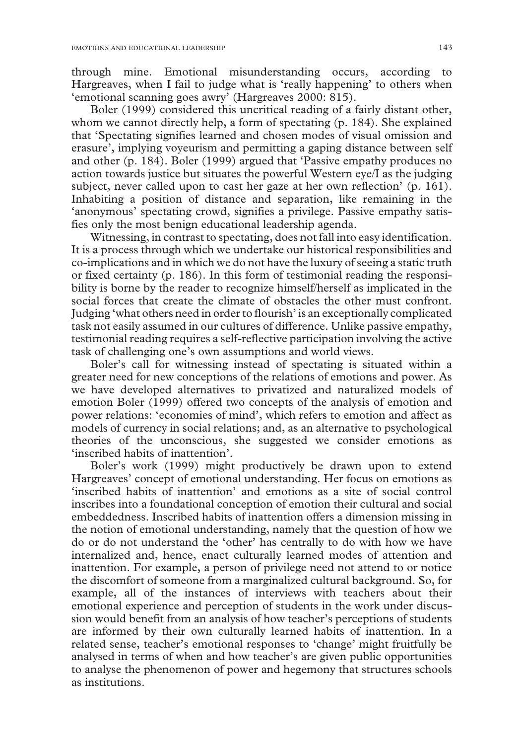through mine. Emotional misunderstanding occurs, according to Hargreaves, when I fail to judge what is 'really happening' to others when 'emotional scanning goes awry' (Hargreaves 2000: 815).

Boler (1999) considered this uncritical reading of a fairly distant other, whom we cannot directly help, a form of spectating (p. 184). She explained that 'Spectating signifies learned and chosen modes of visual omission and erasure', implying voyeurism and permitting a gaping distance between self and other (p. 184). Boler (1999) argued that 'Passive empathy produces no action towards justice but situates the powerful Western eye/I as the judging subject, never called upon to cast her gaze at her own reflection' (p. 161). Inhabiting a position of distance and separation, like remaining in the 'anonymous' spectating crowd, signifies a privilege. Passive empathy satisfies only the most benign educational leadership agenda.

Witnessing, in contrast to spectating, does not fall into easy identification. It is a process through which we undertake our historical responsibilities and co-implications and in which we do not have the luxury of seeing a static truth or fixed certainty (p. 186). In this form of testimonial reading the responsibility is borne by the reader to recognize himself/herself as implicated in the social forces that create the climate of obstacles the other must confront. Judging 'what others need in order to flourish' is an exceptionally complicated task not easily assumed in our cultures of difference. Unlike passive empathy, testimonial reading requires a self-reflective participation involving the active task of challenging one's own assumptions and world views.

Boler's call for witnessing instead of spectating is situated within a greater need for new conceptions of the relations of emotions and power. As we have developed alternatives to privatized and naturalized models of emotion Boler (1999) offered two concepts of the analysis of emotion and power relations: 'economies of mind', which refers to emotion and affect as models of currency in social relations; and, as an alternative to psychological theories of the unconscious, she suggested we consider emotions as 'inscribed habits of inattention'.

Boler's work (1999) might productively be drawn upon to extend Hargreaves' concept of emotional understanding. Her focus on emotions as 'inscribed habits of inattention' and emotions as a site of social control inscribes into a foundational conception of emotion their cultural and social embeddedness. Inscribed habits of inattention offers a dimension missing in the notion of emotional understanding, namely that the question of how we do or do not understand the 'other' has centrally to do with how we have internalized and, hence, enact culturally learned modes of attention and inattention. For example, a person of privilege need not attend to or notice the discomfort of someone from a marginalized cultural background. So, for example, all of the instances of interviews with teachers about their emotional experience and perception of students in the work under discussion would benefit from an analysis of how teacher's perceptions of students are informed by their own culturally learned habits of inattention. In a related sense, teacher's emotional responses to 'change' might fruitfully be analysed in terms of when and how teacher's are given public opportunities to analyse the phenomenon of power and hegemony that structures schools as institutions.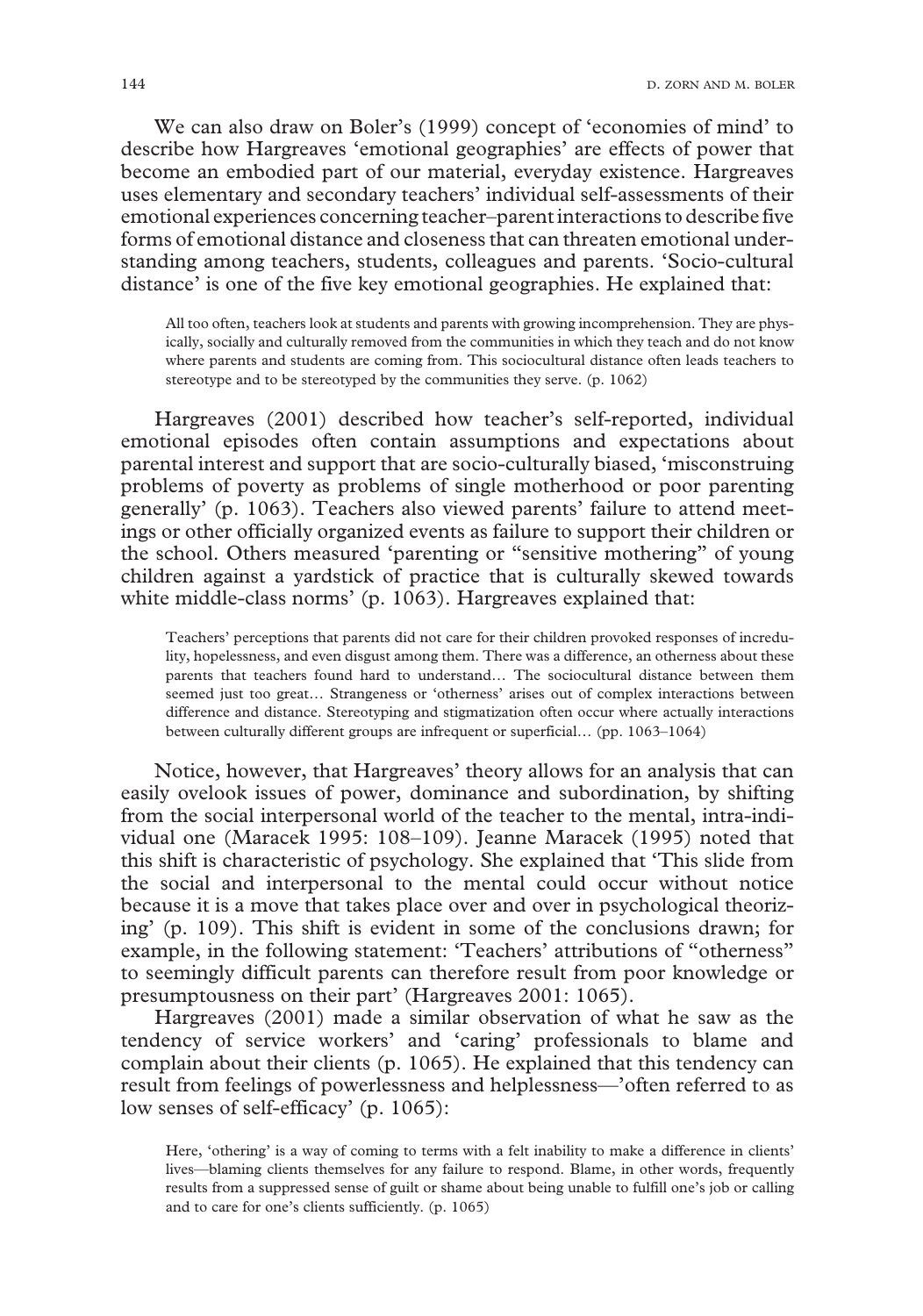We can also draw on Boler's (1999) concept of 'economies of mind' to describe how Hargreaves 'emotional geographies' are effects of power that become an embodied part of our material, everyday existence. Hargreaves uses elementary and secondary teachers' individual self-assessments of their emotional experiences concerning teacher–parent interactions to describe five forms of emotional distance and closeness that can threaten emotional understanding among teachers, students, colleagues and parents. 'Socio-cultural distance' is one of the five key emotional geographies. He explained that:

> All too often, teachers look at students and parents with growing incomprehension. They are physically, socially and culturally removed from the communities in which they teach and do not know where parents and students are coming from. This sociocultural distance often leads teachers to stereotype and to be stereotyped by the communities they serve. (p. 1062)

Hargreaves (2001) described how teacher's self-reported, individual emotional episodes often contain assumptions and expectations about parental interest and support that are socio-culturally biased, 'misconstruing problems of poverty as problems of single motherhood or poor parenting generally' (p. 1063). Teachers also viewed parents' failure to attend meetings or other officially organized events as failure to support their children or the school. Others measured 'parenting or "sensitive mothering" of young children against a yardstick of practice that is culturally skewed towards white middle-class norms' (p. 1063). Hargreaves explained that:

> Teachers' perceptions that parents did not care for their children provoked responses of incredulity, hopelessness, and even disgust among them. There was a difference, an otherness about these parents that teachers found hard to understand… The sociocultural distance between them seemed just too great… Strangeness or 'otherness' arises out of complex interactions between difference and distance. Stereotyping and stigmatization often occur where actually interactions between culturally different groups are infrequent or superficial… (pp. 1063–1064)

Notice, however, that Hargreaves' theory allows for an analysis that can easily ovelook issues of power, dominance and subordination, by shifting from the social interpersonal world of the teacher to the mental, intra-individual one (Maracek 1995: 108–109). Jeanne Maracek (1995) noted that this shift is characteristic of psychology. She explained that 'This slide from the social and interpersonal to the mental could occur without notice because it is a move that takes place over and over in psychological theorizing' (p. 109). This shift is evident in some of the conclusions drawn; for example, in the following statement: 'Teachers' attributions of "otherness" to seemingly difficult parents can therefore result from poor knowledge or presumptousness on their part' (Hargreaves 2001: 1065).

Hargreaves (2001) made a similar observation of what he saw as the tendency of service workers' and 'caring' professionals to blame and complain about their clients (p. 1065). He explained that this tendency can result from feelings of powerlessness and helplessness—'often referred to as low senses of self-efficacy' (p. 1065):

> Here, 'othering' is a way of coming to terms with a felt inability to make a difference in clients' lives—blaming clients themselves for any failure to respond. Blame, in other words, frequently results from a suppressed sense of guilt or shame about being unable to fulfill one's job or calling and to care for one's clients sufficiently. (p. 1065)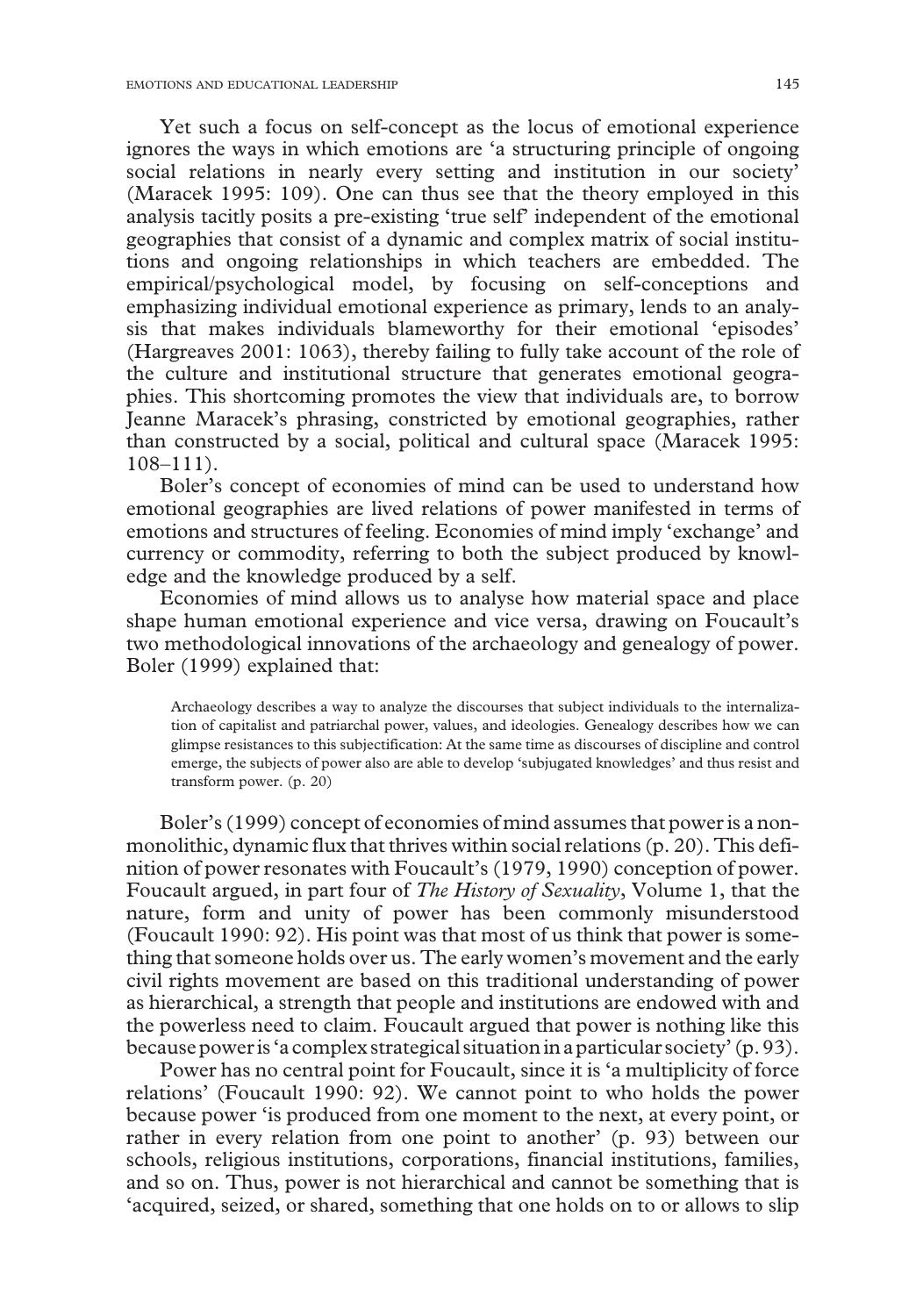Yet such a focus on self-concept as the locus of emotional experience ignores the ways in which emotions are 'a structuring principle of ongoing social relations in nearly every setting and institution in our society' (Maracek 1995: 109). One can thus see that the theory employed in this analysis tacitly posits a pre-existing 'true self' independent of the emotional geographies that consist of a dynamic and complex matrix of social institutions and ongoing relationships in which teachers are embedded. The empirical/psychological model, by focusing on self-conceptions and emphasizing individual emotional experience as primary, lends to an analysis that makes individuals blameworthy for their emotional 'episodes' (Hargreaves 2001: 1063), thereby failing to fully take account of the role of the culture and institutional structure that generates emotional geographies. This shortcoming promotes the view that individuals are, to borrow Jeanne Maracek's phrasing, constricted by emotional geographies, rather than constructed by a social, political and cultural space (Maracek 1995: 108–111).

Boler's concept of economies of mind can be used to understand how emotional geographies are lived relations of power manifested in terms of emotions and structures of feeling. Economies of mind imply 'exchange' and currency or commodity, referring to both the subject produced by knowledge and the knowledge produced by a self.

Economies of mind allows us to analyse how material space and place shape human emotional experience and vice versa, drawing on Foucault's two methodological innovations of the archaeology and genealogy of power. Boler (1999) explained that:

> Archaeology describes a way to analyze the discourses that subject individuals to the internalization of capitalist and patriarchal power, values, and ideologies. Genealogy describes how we can glimpse resistances to this subjectification: At the same time as discourses of discipline and control emerge, the subjects of power also are able to develop 'subjugated knowledges' and thus resist and transform power. (p. 20)

Boler's (1999) concept of economies of mind assumes that power is a non-monolithic, dynamic flux that thrives within social relations (p. 20). This definition of power resonates with Foucault's (1979, 1990) conception of power. Foucault argued, in part four of *The History of Sexuality*, Volume 1, that the nature, form and unity of power has been commonly misunderstood (Foucault 1990: 92). His point was that most of us think that power is something that someone holds over us. The early women's movement and the early civil rights movement are based on this traditional understanding of power as hierarchical, a strength that people and institutions are endowed with and the powerless need to claim. Foucault argued that power is nothing like this because power is 'a complex strategical situation in a particular society' (p. 93).

Power has no central point for Foucault, since it is 'a multiplicity of force relations' (Foucault 1990: 92). We cannot point to who holds the power because power 'is produced from one moment to the next, at every point, or rather in every relation from one point to another' (p. 93) between our schools, religious institutions, corporations, financial institutions, families, and so on. Thus, power is not hierarchical and cannot be something that is 'acquired, seized, or shared, something that one holds on to or allows to slip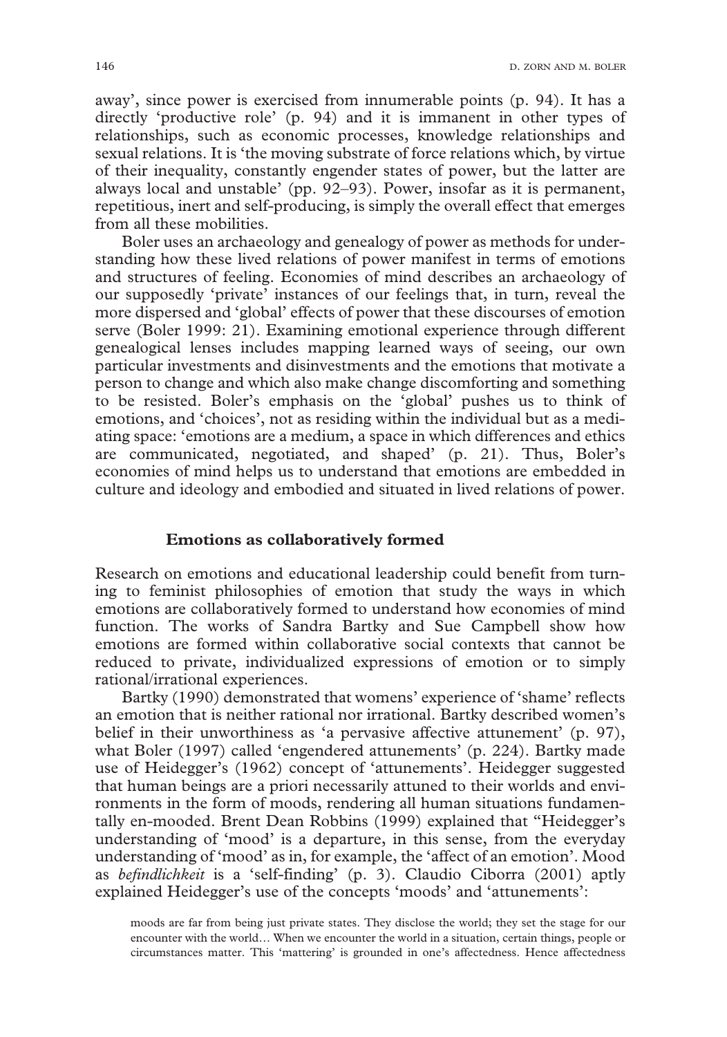away', since power is exercised from innumerable points (p. 94). It has a directly 'productive role' (p. 94) and it is immanent in other types of relationships, such as economic processes, knowledge relationships and sexual relations. It is 'the moving substrate of force relations which, by virtue of their inequality, constantly engender states of power, but the latter are always local and unstable' (pp. 92–93). Power, insofar as it is permanent, repetitious, inert and self-producing, is simply the overall effect that emerges from all these mobilities.

Boler uses an archaeology and genealogy of power as methods for understanding how these lived relations of power manifest in terms of emotions and structures of feeling. Economies of mind describes an archaeology of our supposedly 'private' instances of our feelings that, in turn, reveal the more dispersed and 'global' effects of power that these discourses of emotion serve (Boler 1999: 21). Examining emotional experience through different genealogical lenses includes mapping learned ways of seeing, our own particular investments and disinvestments and the emotions that motivate a person to change and which also make change discomforting and something to be resisted. Boler's emphasis on the 'global' pushes us to think of emotions, and 'choices', not as residing within the individual but as a mediating space: 'emotions are a medium, a space in which differences and ethics are communicated, negotiated, and shaped' (p. 21). Thus, Boler's economies of mind helps us to understand that emotions are embedded in culture and ideology and embodied and situated in lived relations of power.

## Emotions as collaboratively formed

Research on emotions and educational leadership could benefit from turning to feminist philosophies of emotion that study the ways in which emotions are collaboratively formed to understand how economies of mind function. The works of Sandra Bartky and Sue Campbell show how emotions are formed within collaborative social contexts that cannot be reduced to private, individualized expressions of emotion or to simply rational/irrational experiences.

Bartky (1990) demonstrated that womens' experience of 'shame' reflects an emotion that is neither rational nor irrational. Bartky described women's belief in their unworthiness as 'a pervasive affective attunement' (p. 97), what Boler (1997) called 'engendered attunements' (p. 224). Bartky made use of Heidegger's (1962) concept of 'attunements'. Heidegger suggested that human beings are a priori necessarily attuned to their worlds and environments in the form of moods, rendering all human situations fundamentally en-mooded. Brent Dean Robbins (1999) explained that "Heidegger's understanding of 'mood' is a departure, in this sense, from the everyday understanding of 'mood' as in, for example, the 'affect of an emotion'. Mood as *befindlichkeit* is a 'self-finding' (p. 3). Claudio Ciborra (2001) aptly explained Heidegger's use of the concepts 'moods' and 'attunements':

> moods are far from being just private states. They disclose the world; they set the stage for our encounter with the world… When we encounter the world in a situation, certain things, people or circumstances matter. This 'mattering' is grounded in one's affectedness. Hence affectedness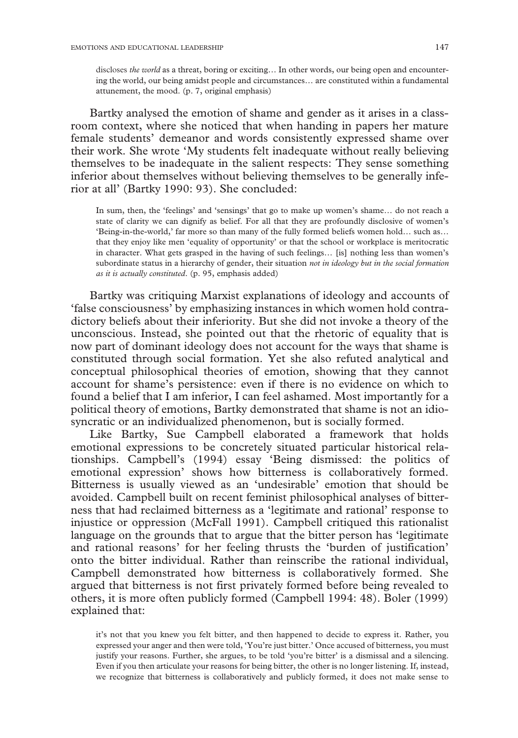> discloses *the world* as a threat, boring or exciting… In other words, our being open and encountering the world, our being amidst people and circumstances… are constituted within a fundamental attunement, the mood. (p. 7, original emphasis)

Bartky analysed the emotion of shame and gender as it arises in a classroom context, where she noticed that when handing in papers her mature female students' demeanor and words consistently expressed shame over their work. She wrote 'My students felt inadequate without really believing themselves to be inadequate in the salient respects: They sense something inferior about themselves without believing themselves to be generally inferior at all' (Bartky 1990: 93). She concluded:

> In sum, then, the 'feelings' and 'sensings' that go to make up women's shame… do not reach a state of clarity we can dignify as belief. For all that they are profoundly disclosive of women's 'Being-in-the-world,' far more so than many of the fully formed beliefs women hold… such as… that they enjoy like men 'equality of opportunity' or that the school or workplace is meritocratic in character. What gets grasped in the having of such feelings… [is] nothing less than women's subordinate status in a hierarchy of gender, their situation *not in ideology but in the social formation as it is actually constituted*. (p. 95, emphasis added)

Bartky was critiquing Marxist explanations of ideology and accounts of 'false consciousness' by emphasizing instances in which women hold contradictory beliefs about their inferiority. But she did not invoke a theory of the unconscious. Instead, she pointed out that the rhetoric of equality that is now part of dominant ideology does not account for the ways that shame is constituted through social formation. Yet she also refuted analytical and conceptual philosophical theories of emotion, showing that they cannot account for shame's persistence: even if there is no evidence on which to found a belief that I am inferior, I can feel ashamed. Most importantly for a political theory of emotions, Bartky demonstrated that shame is not an idiosyncratic or an individualized phenomenon, but is socially formed.

Like Bartky, Sue Campbell elaborated a framework that holds emotional expressions to be concretely situated particular historical relationships. Campbell's (1994) essay 'Being dismissed: the politics of emotional expression' shows how bitterness is collaboratively formed. Bitterness is usually viewed as an 'undesirable' emotion that should be avoided. Campbell built on recent feminist philosophical analyses of bitterness that had reclaimed bitterness as a 'legitimate and rational' response to injustice or oppression (McFall 1991). Campbell critiqued this rationalist language on the grounds that to argue that the bitter person has 'legitimate and rational reasons' for her feeling thrusts the 'burden of justification' onto the bitter individual. Rather than reinscribe the rational individual, Campbell demonstrated how bitterness is collaboratively formed. She argued that bitterness is not first privately formed before being revealed to others, it is more often publicly formed (Campbell 1994: 48). Boler (1999) explained that:

> it's not that you knew you felt bitter, and then happened to decide to express it. Rather, you expressed your anger and then were told, 'You're just bitter.' Once accused of bitterness, you must justify your reasons. Further, she argues, to be told 'you're bitter' is a dismissal and a silencing. Even if you then articulate your reasons for being bitter, the other is no longer listening. If, instead, we recognize that bitterness is collaboratively and publicly formed, it does not make sense to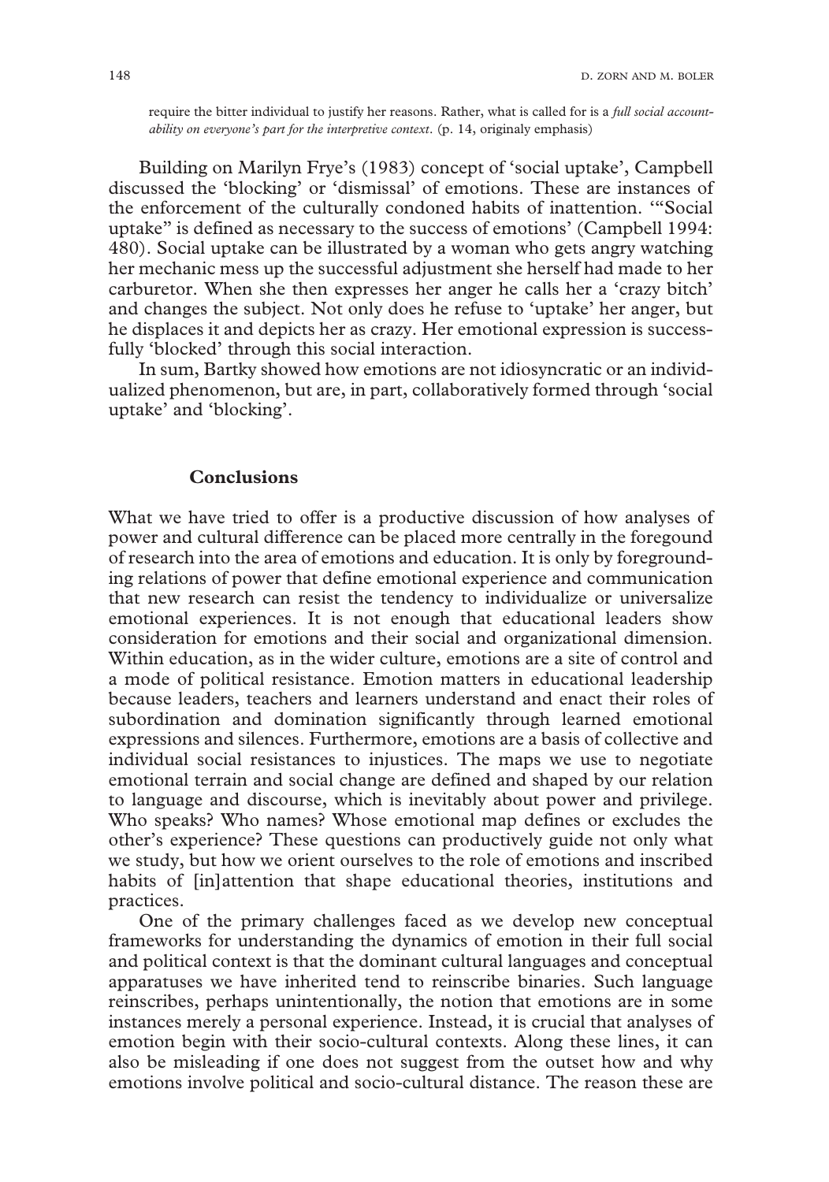require the bitter individual to justify her reasons. Rather, what is called for is a *full social accountability on everyone's part for the interpretive context*. (p. 14, originaly emphasis)

Building on Marilyn Frye's (1983) concept of 'social uptake', Campbell discussed the 'blocking' or 'dismissal' of emotions. These are instances of the enforcement of the culturally condoned habits of inattention. '"Social uptake" is defined as necessary to the success of emotions' (Campbell 1994: 480). Social uptake can be illustrated by a woman who gets angry watching her mechanic mess up the successful adjustment she herself had made to her carburetor. When she then expresses her anger he calls her a 'crazy bitch' and changes the subject. Not only does he refuse to 'uptake' her anger, but he displaces it and depicts her as crazy. Her emotional expression is successfully 'blocked' through this social interaction.

In sum, Bartky showed how emotions are not idiosyncratic or an individualized phenomenon, but are, in part, collaboratively formed through 'social uptake' and 'blocking'.

## Conclusions

What we have tried to offer is a productive discussion of how analyses of power and cultural difference can be placed more centrally in the foregound of research into the area of emotions and education. It is only by foregrounding relations of power that define emotional experience and communication that new research can resist the tendency to individualize or universalize emotional experiences. It is not enough that educational leaders show consideration for emotions and their social and organizational dimension. Within education, as in the wider culture, emotions are a site of control and a mode of political resistance. Emotion matters in educational leadership because leaders, teachers and learners understand and enact their roles of subordination and domination significantly through learned emotional expressions and silences. Furthermore, emotions are a basis of collective and individual social resistances to injustices. The maps we use to negotiate emotional terrain and social change are defined and shaped by our relation to language and discourse, which is inevitably about power and privilege. Who speaks? Who names? Whose emotional map defines or excludes the other's experience? These questions can productively guide not only what we study, but how we orient ourselves to the role of emotions and inscribed habits of [in]attention that shape educational theories, institutions and practices.

One of the primary challenges faced as we develop new conceptual frameworks for understanding the dynamics of emotion in their full social and political context is that the dominant cultural languages and conceptual apparatuses we have inherited tend to reinscribe binaries. Such language reinscribes, perhaps unintentionally, the notion that emotions are in some instances merely a personal experience. Instead, it is crucial that analyses of emotion begin with their socio-cultural contexts. Along these lines, it can also be misleading if one does not suggest from the outset how and why emotions involve political and socio-cultural distance. The reason these are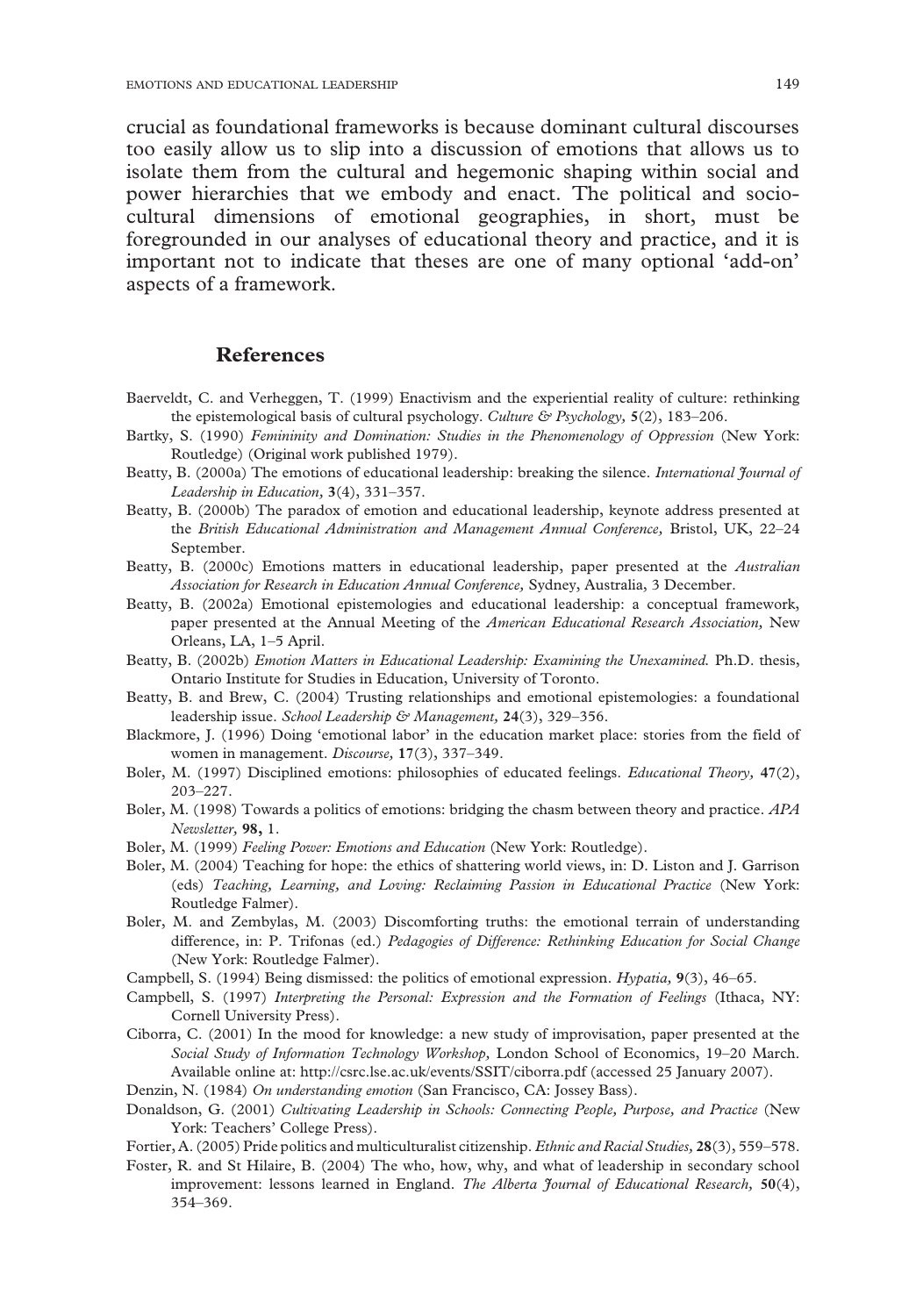crucial as foundational frameworks is because dominant cultural discourses too easily allow us to slip into a discussion of emotions that allows us to isolate them from the cultural and hegemonic shaping within social and power hierarchies that we embody and enact. The political and socio-cultural dimensions of emotional geographies, in short, must be foregrounded in our analyses of educational theory and practice, and it is important not to indicate that theses are one of many optional 'add-on' aspects of a framework.

## References

Baerveldt, C. and Verheggen, T. (1999) Enactivism and the experiential reality of culture: rethinking the epistemological basis of cultural psychology. *Culture & Psychology,* **5**(2), 183–206.

Bartky, S. (1990) *Femininity and Domination: Studies in the Phenomenology of Oppression* (New York: Routledge) (Original work published 1979).

Beatty, B. (2000a) The emotions of educational leadership: breaking the silence. *International Journal of Leadership in Education,* **3**(4), 331–357.

Beatty, B. (2000b) The paradox of emotion and educational leadership, keynote address presented at the *British Educational Administration and Management Annual Conference,* Bristol, UK, 22–24 September.

Beatty, B. (2000c) Emotions matters in educational leadership, paper presented at the *Australian Association for Research in Education Annual Conference,* Sydney, Australia, 3 December.

Beatty, B. (2002a) Emotional epistemologies and educational leadership: a conceptual framework, paper presented at the Annual Meeting of the *American Educational Research Association,* New Orleans, LA, 1–5 April.

Beatty, B. (2002b) *Emotion Matters in Educational Leadership: Examining the Unexamined.* Ph.D. thesis, Ontario Institute for Studies in Education, University of Toronto.

Beatty, B. and Brew, C. (2004) Trusting relationships and emotional epistemologies: a foundational leadership issue. *School Leadership & Management,* **24**(3), 329–356.

Blackmore, J. (1996) Doing 'emotional labor' in the education market place: stories from the field of women in management. *Discourse,* **17**(3), 337–349.

Boler, M. (1997) Disciplined emotions: philosophies of educated feelings. *Educational Theory,* **47**(2), 203–227.

Boler, M. (1998) Towards a politics of emotions: bridging the chasm between theory and practice. *APA Newsletter,* **98,** 1.

Boler, M. (1999) *Feeling Power: Emotions and Education* (New York: Routledge).

Boler, M. (2004) Teaching for hope: the ethics of shattering world views, in: D. Liston and J. Garrison (eds) *Teaching, Learning, and Loving: Reclaiming Passion in Educational Practice* (New York: Routledge Falmer).

Boler, M. and Zembylas, M. (2003) Discomforting truths: the emotional terrain of understanding difference, in: P. Trifonas (ed.) *Pedagogies of Difference: Rethinking Education for Social Change* (New York: Routledge Falmer).

Campbell, S. (1994) Being dismissed: the politics of emotional expression. *Hypatia,* **9**(3), 46–65.

Campbell, S. (1997) *Interpreting the Personal: Expression and the Formation of Feelings* (Ithaca, NY: Cornell University Press).

Ciborra, C. (2001) In the mood for knowledge: a new study of improvisation, paper presented at the *Social Study of Information Technology Workshop,* London School of Economics, 19–20 March. Available online at: http://csrc.lse.ac.uk/events/SSIT/ciborra.pdf (accessed 25 January 2007).

Denzin, N. (1984) *On understanding emotion* (San Francisco, CA: Jossey Bass).

Donaldson, G. (2001) *Cultivating Leadership in Schools: Connecting People, Purpose, and Practice* (New York: Teachers' College Press).

Fortier, A. (2005) Pride politics and multiculturalist citizenship. *Ethnic and Racial Studies,* **28**(3), 559–578.

Foster, R. and St Hilaire, B. (2004) The who, how, why, and what of leadership in secondary school improvement: lessons learned in England. *The Alberta Journal of Educational Research,* **50**(4), 354–369.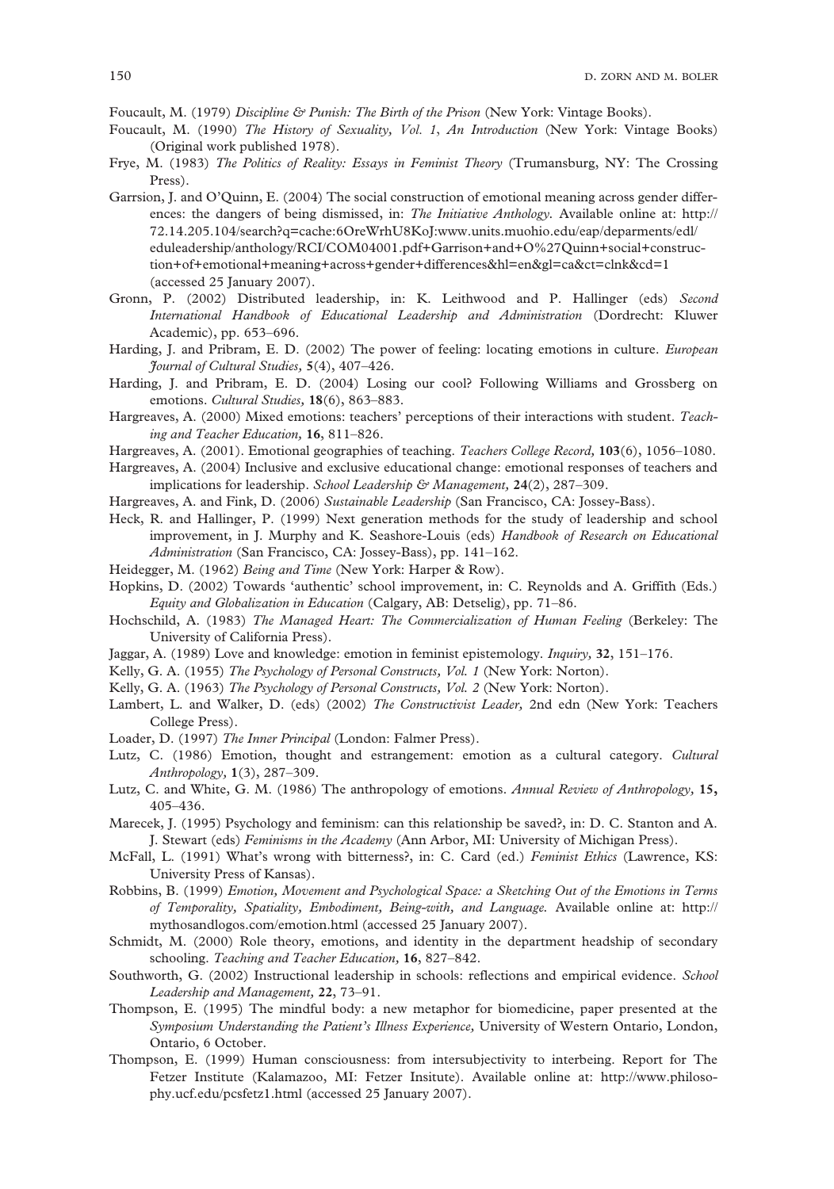Foucault, M. (1979) *Discipline & Punish: The Birth of the Prison* (New York: Vintage Books).

Foucault, M. (1990) *The History of Sexuality, Vol. 1, An Introduction* (New York: Vintage Books) (Original work published 1978).

Frye, M. (1983) *The Politics of Reality: Essays in Feminist Theory* (Trumansburg, NY: The Crossing Press).

Garrsion, J. and O'Quinn, E. (2004) The social construction of emotional meaning across gender differences: the dangers of being dismissed, in: *The Initiative Anthology*. Available online at: http://72.14.205.104/search?q=cache:6OreWrhU8KoJ:www.units.muohio.edu/eap/deparments/edl/eduleadership/anthology/RCI/COM04001.pdf+Garrison+and+O%27Quinn+social+construction+of+emotional+meaning+across+gender+differences&hl=en&gl=ca&ct=clnk&cd=1 (accessed 25 January 2007).

Gronn, P. (2002) Distributed leadership, in: K. Leithwood and P. Hallinger (eds) *Second International Handbook of Educational Leadership and Administration* (Dordrecht: Kluwer Academic), pp. 653–696.

Harding, J. and Pribram, E. D. (2002) The power of feeling: locating emotions in culture. *European Journal of Cultural Studies*, **5**(4), 407–426.

Harding, J. and Pribram, E. D. (2004) Losing our cool? Following Williams and Grossberg on emotions. *Cultural Studies,* **18**(6), 863–883.

Hargreaves, A. (2000) Mixed emotions: teachers' perceptions of their interactions with student. *Teaching and Teacher Education,* **16**, 811–826.

Hargreaves, A. (2001). Emotional geographies of teaching. *Teachers College Record,* **103**(6), 1056–1080.

Hargreaves, A. (2004) Inclusive and exclusive educational change: emotional responses of teachers and implications for leadership. *School Leadership & Management,* **24**(2), 287–309.

Hargreaves, A. and Fink, D. (2006) *Sustainable Leadership* (San Francisco, CA: Jossey-Bass).

Heck, R. and Hallinger, P. (1999) Next generation methods for the study of leadership and school improvement, in J. Murphy and K. Seashore-Louis (eds) *Handbook of Research on Educational Administration* (San Francisco, CA: Jossey-Bass), pp. 141–162.

Heidegger, M. (1962) *Being and Time* (New York: Harper & Row).

Hopkins, D. (2002) Towards 'authentic' school improvement, in: C. Reynolds and A. Griffith (Eds.) *Equity and Globalization in Education* (Calgary, AB: Detselig), pp. 71–86.

Hochschild, A. (1983) *The Managed Heart: The Commercialization of Human Feeling* (Berkeley: The University of California Press).

Jaggar, A. (1989) Love and knowledge: emotion in feminist epistemology. *Inquiry,* **32**, 151–176.

Kelly, G. A. (1955) *The Psychology of Personal Constructs, Vol. 1* (New York: Norton).

Kelly, G. A. (1963) *The Psychology of Personal Constructs, Vol. 2* (New York: Norton).

Lambert, L. and Walker, D. (eds) (2002) *The Constructivist Leader,* 2nd edn (New York: Teachers College Press).

Loader, D. (1997) *The Inner Principal* (London: Falmer Press).

Lutz, C. (1986) Emotion, thought and estrangement: emotion as a cultural category. *Cultural Anthropology*, **1**(3), 287–309.

Lutz, C. and White, G. M. (1986) The anthropology of emotions. *Annual Review of Anthropology,* **15,** 405–436.

Marecek, J. (1995) Psychology and feminism: can this relationship be saved?, in: D. C. Stanton and A. J. Stewart (eds) *Feminisms in the Academy* (Ann Arbor, MI: University of Michigan Press).

McFall, L. (1991) What's wrong with bitterness?, in: C. Card (ed.) *Feminist Ethics* (Lawrence, KS: University Press of Kansas).

Robbins, B. (1999) *Emotion, Movement and Psychological Space: a Sketching Out of the Emotions in Terms of Temporality, Spatiality, Embodiment, Being-with, and Language.* Available online at: http://mythosandlogos.com/emotion.html (accessed 25 January 2007).

Schmidt, M. (2000) Role theory, emotions, and identity in the department headship of secondary schooling. *Teaching and Teacher Education,* **16**, 827–842.

Southworth, G. (2002) Instructional leadership in schools: reflections and empirical evidence. *School Leadership and Management,* **22**, 73–91.

Thompson, E. (1995) The mindful body: a new metaphor for biomedicine, paper presented at the *Symposium Understanding the Patient's Illness Experience,* University of Western Ontario, London, Ontario, 6 October.

Thompson, E. (1999) Human consciousness: from intersubjectivity to interbeing. Report for The Fetzer Institute (Kalamazoo, MI: Fetzer Insitute). Available online at: http://www.philosophy.ucf.edu/pcsfetz1.html (accessed 25 January 2007).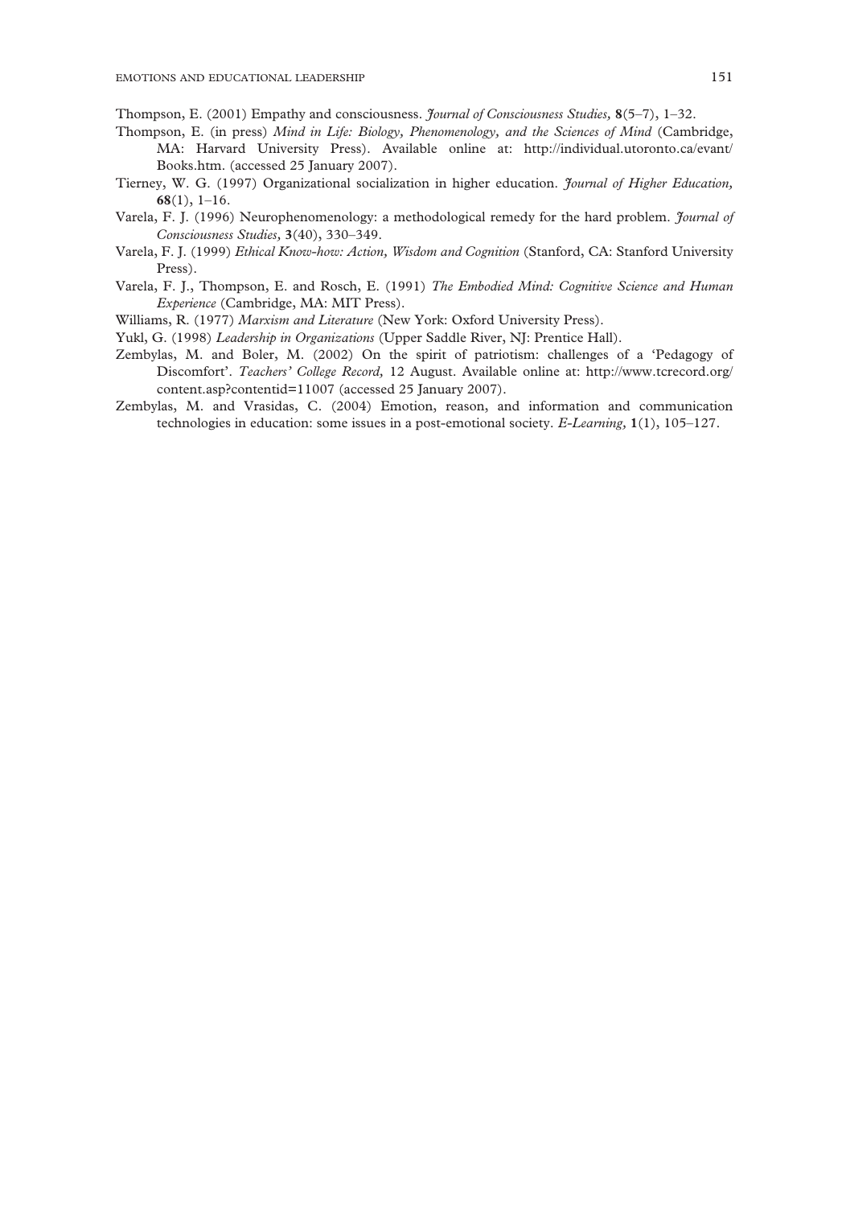Thompson, E. (2001) Empathy and consciousness. *Journal of Consciousness Studies,* **8**(5–7), 1–32.

Thompson, E. (in press) *Mind in Life: Biology, Phenomenology, and the Sciences of Mind* (Cambridge, MA: Harvard University Press). Available online at: http://individual.utoronto.ca/evant/Books.htm. (accessed 25 January 2007).

Tierney, W. G. (1997) Organizational socialization in higher education. *Journal of Higher Education,* **68**(1), 1–16.

Varela, F. J. (1996) Neurophenomenology: a methodological remedy for the hard problem. *Journal of Consciousness Studies,* **3**(40), 330–349.

Varela, F. J. (1999) *Ethical Know-how: Action, Wisdom and Cognition* (Stanford, CA: Stanford University Press).

Varela, F. J., Thompson, E. and Rosch, E. (1991) *The Embodied Mind: Cognitive Science and Human Experience* (Cambridge, MA: MIT Press).

Williams, R. (1977) *Marxism and Literature* (New York: Oxford University Press).

Yukl, G. (1998) *Leadership in Organizations* (Upper Saddle River, NJ: Prentice Hall).

Zembylas, M. and Boler, M. (2002) On the spirit of patriotism: challenges of a 'Pedagogy of Discomfort'. *Teachers' College Record,* 12 August. Available online at: http://www.tcrecord.org/content.asp?contentid=11007 (accessed 25 January 2007).

Zembylas, M. and Vrasidas, C. (2004) Emotion, reason, and information and communication technologies in education: some issues in a post-emotional society. *E-Learning,* **1**(1), 105–127.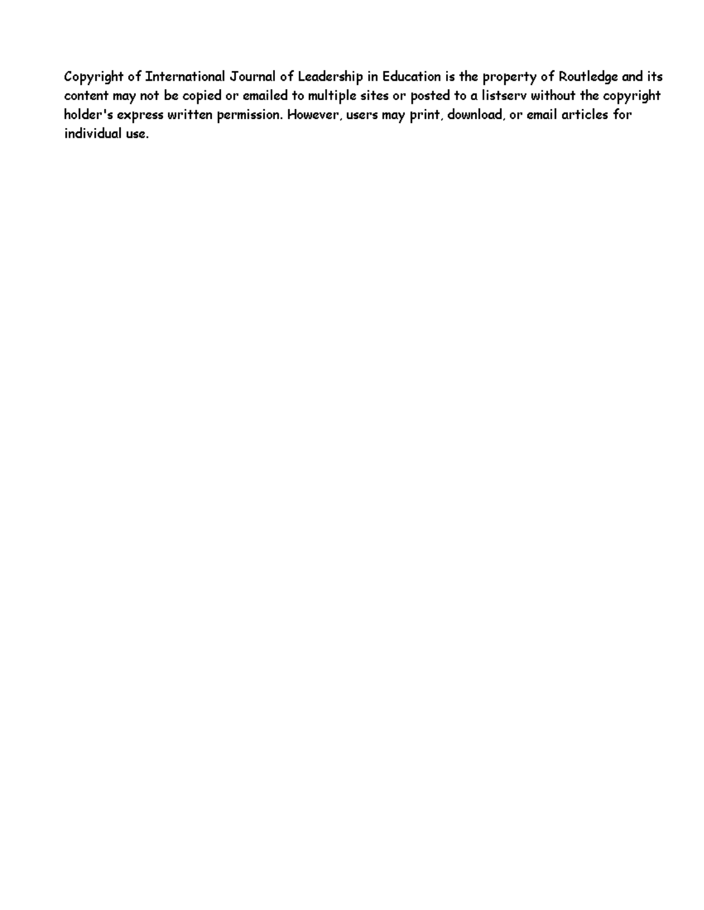Copyright of International Journal of Leadership in Education is the property of Routledge and its content may not be copied or emailed to multiple sites or posted to a listserv without the copyright holder's express written permission. However, users may print, download, or email articles for individual use.